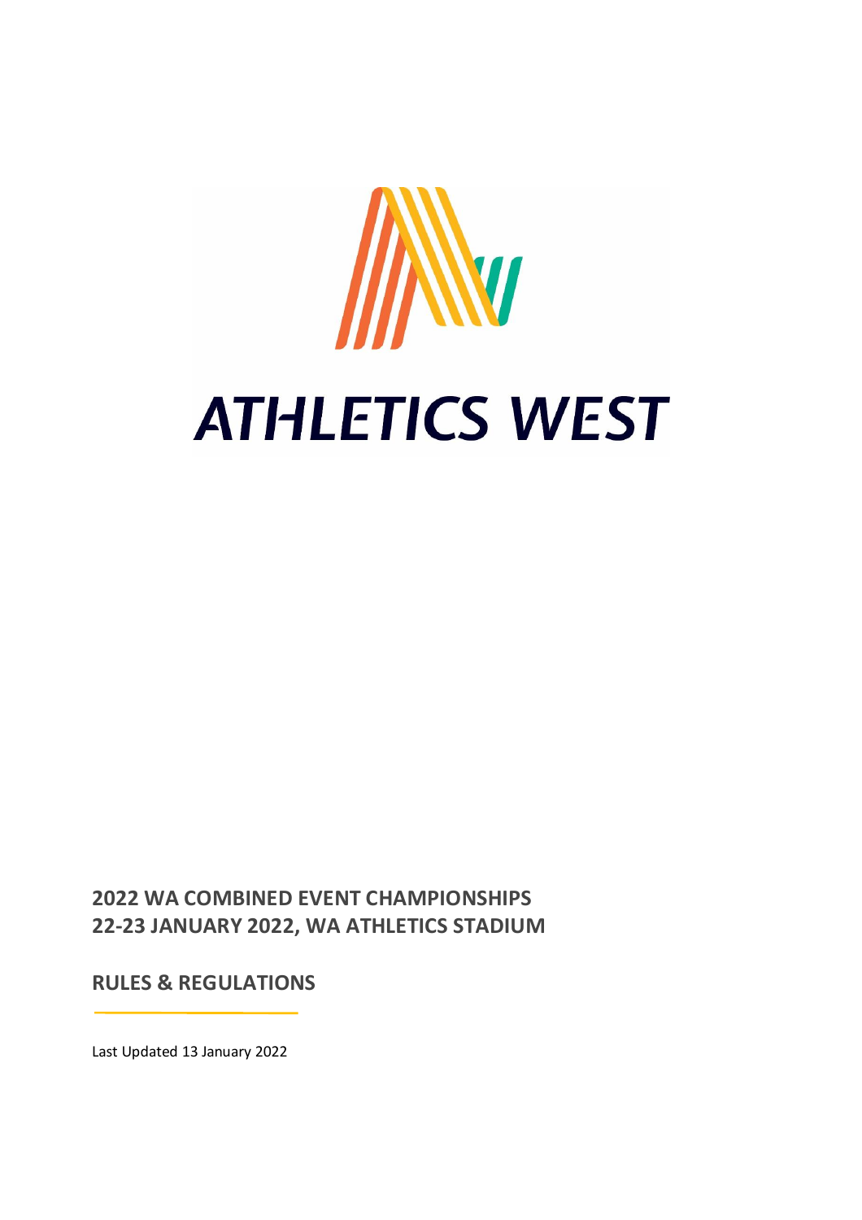ATHLETICS WEST

# 2022 WA COMBINED EVENT CHAMPIONSHIPS
# 22-23 JANUARY 2022, WA ATHLETICS STADIUM

## RULES & REGULATIONS

Last Updated 13 January 2022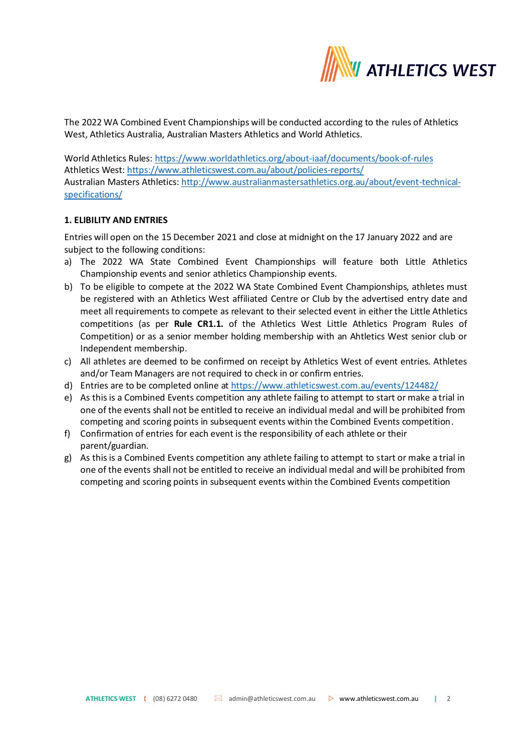The 2022 WA Combined Event Championships will be conducted according to the rules of Athletics West, Athletics Australia, Australian Masters Athletics and World Athletics.

World Athletics Rules: https://www.worldathletics.org/about-iaaf/documents/book-of-rules
Athletics West: https://www.athleticswest.com.au/about/policies-reports/
Australian Masters Athletics: http://www.australianmastersathletics.org.au/about/event-technical-specifications/

### 1. ELIBILITY AND ENTRIES

Entries will open on the 15 December 2021 and close at midnight on the 17 January 2022 and are subject to the following conditions:

a) The 2022 WA State Combined Event Championships will feature both Little Athletics Championship events and senior athletics Championship events.
b) To be eligible to compete at the 2022 WA State Combined Event Championships, athletes must be registered with an Athletics West affiliated Centre or Club by the advertised entry date and meet all requirements to compete as relevant to their selected event in either the Little Athletics competitions (as per **Rule CR1.1.** of the Athletics West Little Athletics Program Rules of Competition) or as a senior member holding membership with an Ahtletics West senior club or Independent membership.
c) All athletes are deemed to be confirmed on receipt by Athletics West of event entries. Athletes and/or Team Managers are not required to check in or confirm entries.
d) Entries are to be completed online at https://www.athleticswest.com.au/events/124482/
e) As this is a Combined Events competition any athlete failing to attempt to start or make a trial in one of the events shall not be entitled to receive an individual medal and will be prohibited from competing and scoring points in subsequent events within the Combined Events competition.
f) Confirmation of entries for each event is the responsibility of each athlete or their parent/guardian.
g) As this is a Combined Events competition any athlete failing to attempt to start or make a trial in one of the events shall not be entitled to receive an individual medal and will be prohibited from competing and scoring points in subsequent events within the Combined Events competition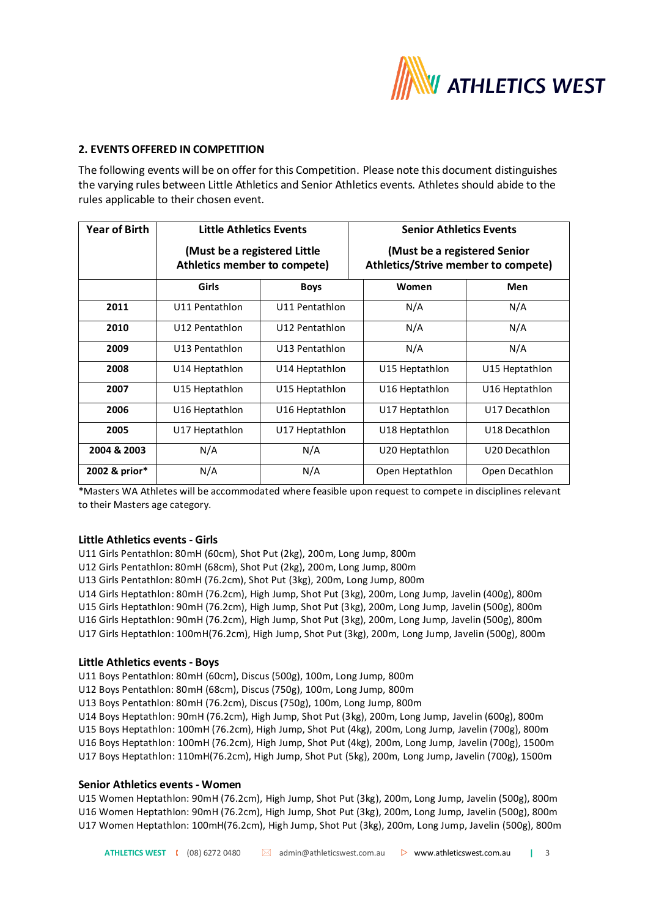## 2. EVENTS OFFERED IN COMPETITION

The following events will be on offer for this Competition. Please note this document distinguishes the varying rules between Little Athletics and Senior Athletics events. Athletes should abide to the rules applicable to their chosen event.

| Year of Birth | Little Athletics Events (Must be a registered Little Athletics member to compete) | | Senior Athletics Events (Must be a registered Senior Athletics/Strive member to compete) | |
|---|---|---|---|---|
| | **Girls** | **Boys** | **Women** | **Men** |
| **2011** | U11 Pentathlon | U11 Pentathlon | N/A | N/A |
| **2010** | U12 Pentathlon | U12 Pentathlon | N/A | N/A |
| **2009** | U13 Pentathlon | U13 Pentathlon | N/A | N/A |
| **2008** | U14 Heptathlon | U14 Heptathlon | U15 Heptathlon | U15 Heptathlon |
| **2007** | U15 Heptathlon | U15 Heptathlon | U16 Heptathlon | U16 Heptathlon |
| **2006** | U16 Heptathlon | U16 Heptathlon | U17 Heptathlon | U17 Decathlon |
| **2005** | U17 Heptathlon | U17 Heptathlon | U18 Heptathlon | U18 Decathlon |
| **2004 & 2003** | N/A | N/A | U20 Heptathlon | U20 Decathlon |
| **2002 & prior*** | N/A | N/A | Open Heptathlon | Open Decathlon |

***Masters WA Athletes will be accommodated where feasible upon request to compete in disciplines relevant to their Masters age category.

### Little Athletics events - Girls

U11 Girls Pentathlon: 80mH (60cm), Shot Put (2kg), 200m, Long Jump, 800m
U12 Girls Pentathlon: 80mH (68cm), Shot Put (2kg), 200m, Long Jump, 800m
U13 Girls Pentathlon: 80mH (76.2cm), Shot Put (3kg), 200m, Long Jump, 800m
U14 Girls Heptathlon: 80mH (76.2cm), High Jump, Shot Put (3kg), 200m, Long Jump, Javelin (400g), 800m
U15 Girls Heptathlon: 90mH (76.2cm), High Jump, Shot Put (3kg), 200m, Long Jump, Javelin (500g), 800m
U16 Girls Heptathlon: 90mH (76.2cm), High Jump, Shot Put (3kg), 200m, Long Jump, Javelin (500g), 800m
U17 Girls Heptathlon: 100mH(76.2cm), High Jump, Shot Put (3kg), 200m, Long Jump, Javelin (500g), 800m

### Little Athletics events - Boys

U11 Boys Pentathlon: 80mH (60cm), Discus (500g), 100m, Long Jump, 800m
U12 Boys Pentathlon: 80mH (68cm), Discus (750g), 100m, Long Jump, 800m
U13 Boys Pentathlon: 80mH (76.2cm), Discus (750g), 100m, Long Jump, 800m
U14 Boys Heptathlon: 90mH (76.2cm), High Jump, Shot Put (3kg), 200m, Long Jump, Javelin (600g), 800m
U15 Boys Heptathlon: 100mH (76.2cm), High Jump, Shot Put (4kg), 200m, Long Jump, Javelin (700g), 800m
U16 Boys Heptathlon: 100mH (76.2cm), High Jump, Shot Put (4kg), 200m, Long Jump, Javelin (700g), 1500m
U17 Boys Heptathlon: 110mH(76.2cm), High Jump, Shot Put (5kg), 200m, Long Jump, Javelin (700g), 1500m

### Senior Athletics events - Women

U15 Women Heptathlon: 90mH (76.2cm), High Jump, Shot Put (3kg), 200m, Long Jump, Javelin (500g), 800m
U16 Women Heptathlon: 90mH (76.2cm), High Jump, Shot Put (3kg), 200m, Long Jump, Javelin (500g), 800m
U17 Women Heptathlon: 100mH(76.2cm), High Jump, Shot Put (3kg), 200m, Long Jump, Javelin (500g), 800m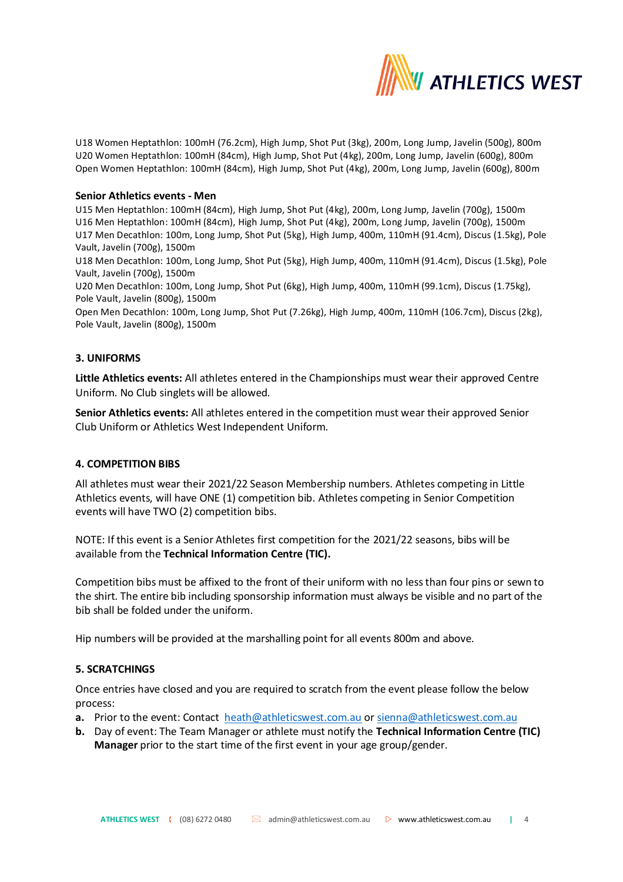U18 Women Heptathlon: 100mH (76.2cm), High Jump, Shot Put (3kg), 200m, Long Jump, Javelin (500g), 800m
U20 Women Heptathlon: 100mH (84cm), High Jump, Shot Put (4kg), 200m, Long Jump, Javelin (600g), 800m
Open Women Heptathlon: 100mH (84cm), High Jump, Shot Put (4kg), 200m, Long Jump, Javelin (600g), 800m

**Senior Athletics events - Men**

U15 Men Heptathlon: 100mH (84cm), High Jump, Shot Put (4kg), 200m, Long Jump, Javelin (700g), 1500m
U16 Men Heptathlon: 100mH (84cm), High Jump, Shot Put (4kg), 200m, Long Jump, Javelin (700g), 1500m
U17 Men Decathlon: 100m, Long Jump, Shot Put (5kg), High Jump, 400m, 110mH (91.4cm), Discus (1.5kg), Pole Vault, Javelin (700g), 1500m
U18 Men Decathlon: 100m, Long Jump, Shot Put (5kg), High Jump, 400m, 110mH (91.4cm), Discus (1.5kg), Pole Vault, Javelin (700g), 1500m
U20 Men Decathlon: 100m, Long Jump, Shot Put (6kg), High Jump, 400m, 110mH (99.1cm), Discus (1.75kg), Pole Vault, Javelin (800g), 1500m
Open Men Decathlon: 100m, Long Jump, Shot Put (7.26kg), High Jump, 400m, 110mH (106.7cm), Discus (2kg), Pole Vault, Javelin (800g), 1500m

## 3. UNIFORMS

**Little Athletics events:** All athletes entered in the Championships must wear their approved Centre Uniform. No Club singlets will be allowed.

**Senior Athletics events:** All athletes entered in the competition must wear their approved Senior Club Uniform or Athletics West Independent Uniform.

## 4. COMPETITION BIBS

All athletes must wear their 2021/22 Season Membership numbers. Athletes competing in Little Athletics events, will have ONE (1) competition bib. Athletes competing in Senior Competition events will have TWO (2) competition bibs.

NOTE: If this event is a Senior Athletes first competition for the 2021/22 seasons, bibs will be available from the **Technical Information Centre (TIC).**

Competition bibs must be affixed to the front of their uniform with no less than four pins or sewn to the shirt. The entire bib including sponsorship information must always be visible and no part of the bib shall be folded under the uniform.

Hip numbers will be provided at the marshalling point for all events 800m and above.

## 5. SCRATCHINGS

Once entries have closed and you are required to scratch from the event please follow the below process:

- **a.** Prior to the event: Contact heath@athleticswest.com.au or sienna@athleticswest.com.au
- **b.** Day of event: The Team Manager or athlete must notify the **Technical Information Centre (TIC) Manager** prior to the start time of the first event in your age group/gender.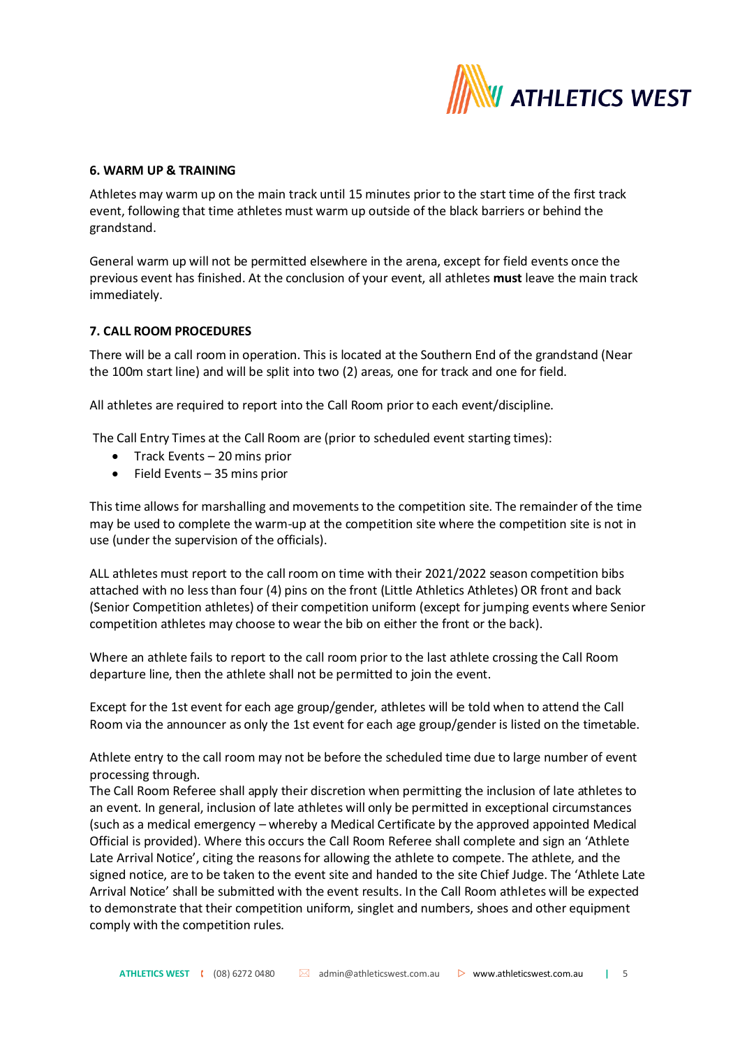## 6. WARM UP & TRAINING

Athletes may warm up on the main track until 15 minutes prior to the start time of the first track event, following that time athletes must warm up outside of the black barriers or behind the grandstand.

General warm up will not be permitted elsewhere in the arena, except for field events once the previous event has finished. At the conclusion of your event, all athletes **must** leave the main track immediately.

## 7. CALL ROOM PROCEDURES

There will be a call room in operation. This is located at the Southern End of the grandstand (Near the 100m start line) and will be split into two (2) areas, one for track and one for field.

All athletes are required to report into the Call Room prior to each event/discipline.

The Call Entry Times at the Call Room are (prior to scheduled event starting times):

- Track Events – 20 mins prior
- Field Events – 35 mins prior

This time allows for marshalling and movements to the competition site. The remainder of the time may be used to complete the warm-up at the competition site where the competition site is not in use (under the supervision of the officials).

ALL athletes must report to the call room on time with their 2021/2022 season competition bibs attached with no less than four (4) pins on the front (Little Athletics Athletes) OR front and back (Senior Competition athletes) of their competition uniform (except for jumping events where Senior competition athletes may choose to wear the bib on either the front or the back).

Where an athlete fails to report to the call room prior to the last athlete crossing the Call Room departure line, then the athlete shall not be permitted to join the event.

Except for the 1st event for each age group/gender, athletes will be told when to attend the Call Room via the announcer as only the 1st event for each age group/gender is listed on the timetable.

Athlete entry to the call room may not be before the scheduled time due to large number of event processing through.
The Call Room Referee shall apply their discretion when permitting the inclusion of late athletes to an event. In general, inclusion of late athletes will only be permitted in exceptional circumstances (such as a medical emergency – whereby a Medical Certificate by the approved appointed Medical Official is provided). Where this occurs the Call Room Referee shall complete and sign an 'Athlete Late Arrival Notice', citing the reasons for allowing the athlete to compete. The athlete, and the signed notice, are to be taken to the event site and handed to the site Chief Judge. The 'Athlete Late Arrival Notice' shall be submitted with the event results. In the Call Room athletes will be expected to demonstrate that their competition uniform, singlet and numbers, shoes and other equipment comply with the competition rules.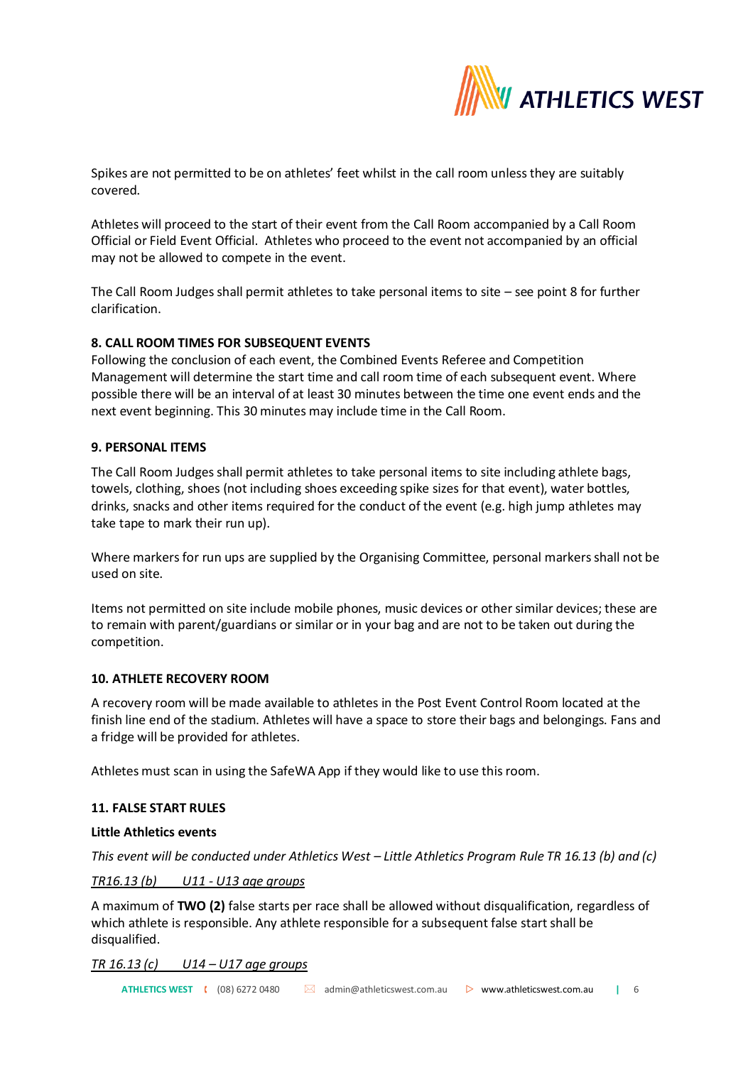Spikes are not permitted to be on athletes' feet whilst in the call room unless they are suitably covered.

Athletes will proceed to the start of their event from the Call Room accompanied by a Call Room Official or Field Event Official. Athletes who proceed to the event not accompanied by an official may not be allowed to compete in the event.

The Call Room Judges shall permit athletes to take personal items to site – see point 8 for further clarification.

#### 8. CALL ROOM TIMES FOR SUBSEQUENT EVENTS

Following the conclusion of each event, the Combined Events Referee and Competition Management will determine the start time and call room time of each subsequent event. Where possible there will be an interval of at least 30 minutes between the time one event ends and the next event beginning. This 30 minutes may include time in the Call Room.

#### 9. PERSONAL ITEMS

The Call Room Judges shall permit athletes to take personal items to site including athlete bags, towels, clothing, shoes (not including shoes exceeding spike sizes for that event), water bottles, drinks, snacks and other items required for the conduct of the event (e.g. high jump athletes may take tape to mark their run up).

Where markers for run ups are supplied by the Organising Committee, personal markers shall not be used on site.

Items not permitted on site include mobile phones, music devices or other similar devices; these are to remain with parent/guardians or similar or in your bag and are not to be taken out during the competition.

#### 10. ATHLETE RECOVERY ROOM

A recovery room will be made available to athletes in the Post Event Control Room located at the finish line end of the stadium. Athletes will have a space to store their bags and belongings. Fans and a fridge will be provided for athletes.

Athletes must scan in using the SafeWA App if they would like to use this room.

#### 11. FALSE START RULES

**Little Athletics events**

*This event will be conducted under Athletics West – Little Athletics Program Rule TR 16.13 (b) and (c)*

*<u>TR16.13 (b) U11 - U13 age groups</u>*

A maximum of **TWO (2)** false starts per race shall be allowed without disqualification, regardless of which athlete is responsible. Any athlete responsible for a subsequent false start shall be disqualified.

*<u>TR 16.13 (c) U14 – U17 age groups</u>*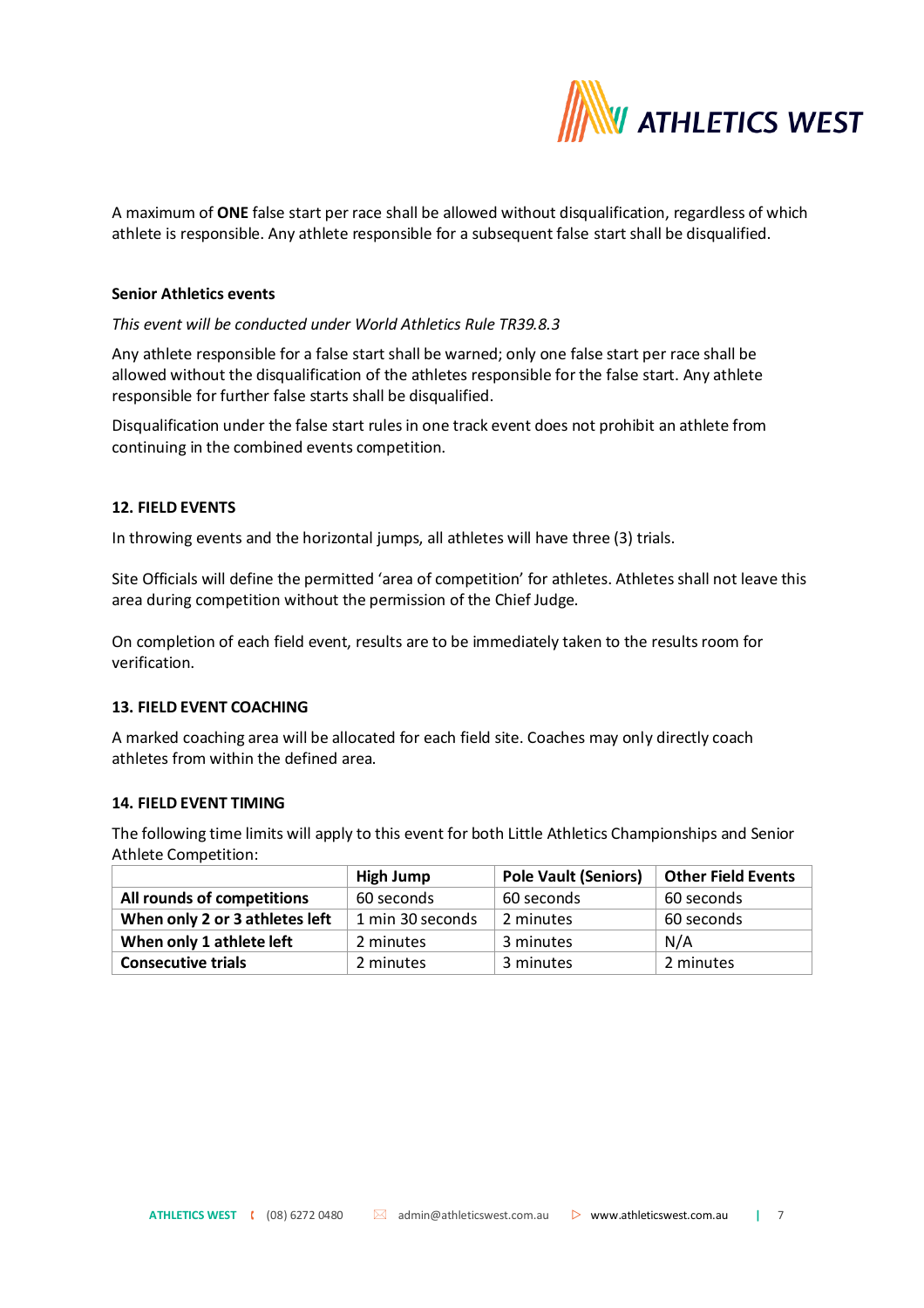A maximum of **ONE** false start per race shall be allowed without disqualification, regardless of which athlete is responsible. Any athlete responsible for a subsequent false start shall be disqualified.

**Senior Athletics events**

*This event will be conducted under World Athletics Rule TR39.8.3*

Any athlete responsible for a false start shall be warned; only one false start per race shall be allowed without the disqualification of the athletes responsible for the false start. Any athlete responsible for further false starts shall be disqualified.

Disqualification under the false start rules in one track event does not prohibit an athlete from continuing in the combined events competition.

## 12. FIELD EVENTS

In throwing events and the horizontal jumps, all athletes will have three (3) trials.

Site Officials will define the permitted 'area of competition' for athletes. Athletes shall not leave this area during competition without the permission of the Chief Judge.

On completion of each field event, results are to be immediately taken to the results room for verification.

## 13. FIELD EVENT COACHING

A marked coaching area will be allocated for each field site. Coaches may only directly coach athletes from within the defined area.

## 14. FIELD EVENT TIMING

The following time limits will apply to this event for both Little Athletics Championships and Senior Athlete Competition:

| | High Jump | Pole Vault (Seniors) | Other Field Events |
|---|---|---|---|
| **All rounds of competitions** | 60 seconds | 60 seconds | 60 seconds |
| **When only 2 or 3 athletes left** | 1 min 30 seconds | 2 minutes | 60 seconds |
| **When only 1 athlete left** | 2 minutes | 3 minutes | N/A |
| **Consecutive trials** | 2 minutes | 3 minutes | 2 minutes |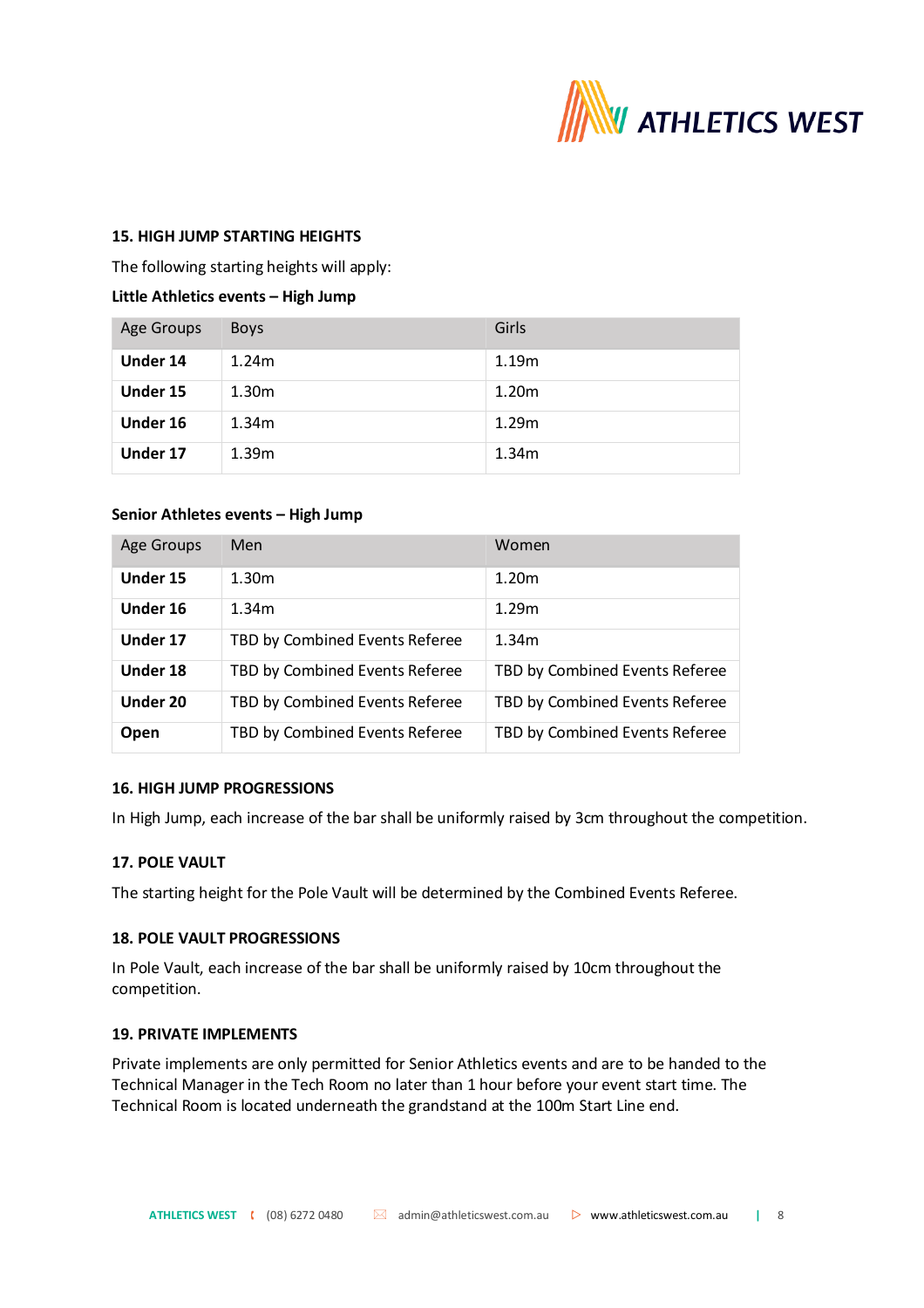## 15. HIGH JUMP STARTING HEIGHTS

The following starting heights will apply:

**Little Athletics events – High Jump**

| Age Groups | Boys | Girls |
|---|---|---|
| **Under 14** | 1.24m | 1.19m |
| **Under 15** | 1.30m | 1.20m |
| **Under 16** | 1.34m | 1.29m |
| **Under 17** | 1.39m | 1.34m |

**Senior Athletes events – High Jump**

| Age Groups | Men | Women |
|---|---|---|
| **Under 15** | 1.30m | 1.20m |
| **Under 16** | 1.34m | 1.29m |
| **Under 17** | TBD by Combined Events Referee | 1.34m |
| **Under 18** | TBD by Combined Events Referee | TBD by Combined Events Referee |
| **Under 20** | TBD by Combined Events Referee | TBD by Combined Events Referee |
| **Open** | TBD by Combined Events Referee | TBD by Combined Events Referee |

## 16. HIGH JUMP PROGRESSIONS

In High Jump, each increase of the bar shall be uniformly raised by 3cm throughout the competition.

## 17. POLE VAULT

The starting height for the Pole Vault will be determined by the Combined Events Referee.

## 18. POLE VAULT PROGRESSIONS

In Pole Vault, each increase of the bar shall be uniformly raised by 10cm throughout the competition.

## 19. PRIVATE IMPLEMENTS

Private implements are only permitted for Senior Athletics events and are to be handed to the Technical Manager in the Tech Room no later than 1 hour before your event start time. The Technical Room is located underneath the grandstand at the 100m Start Line end.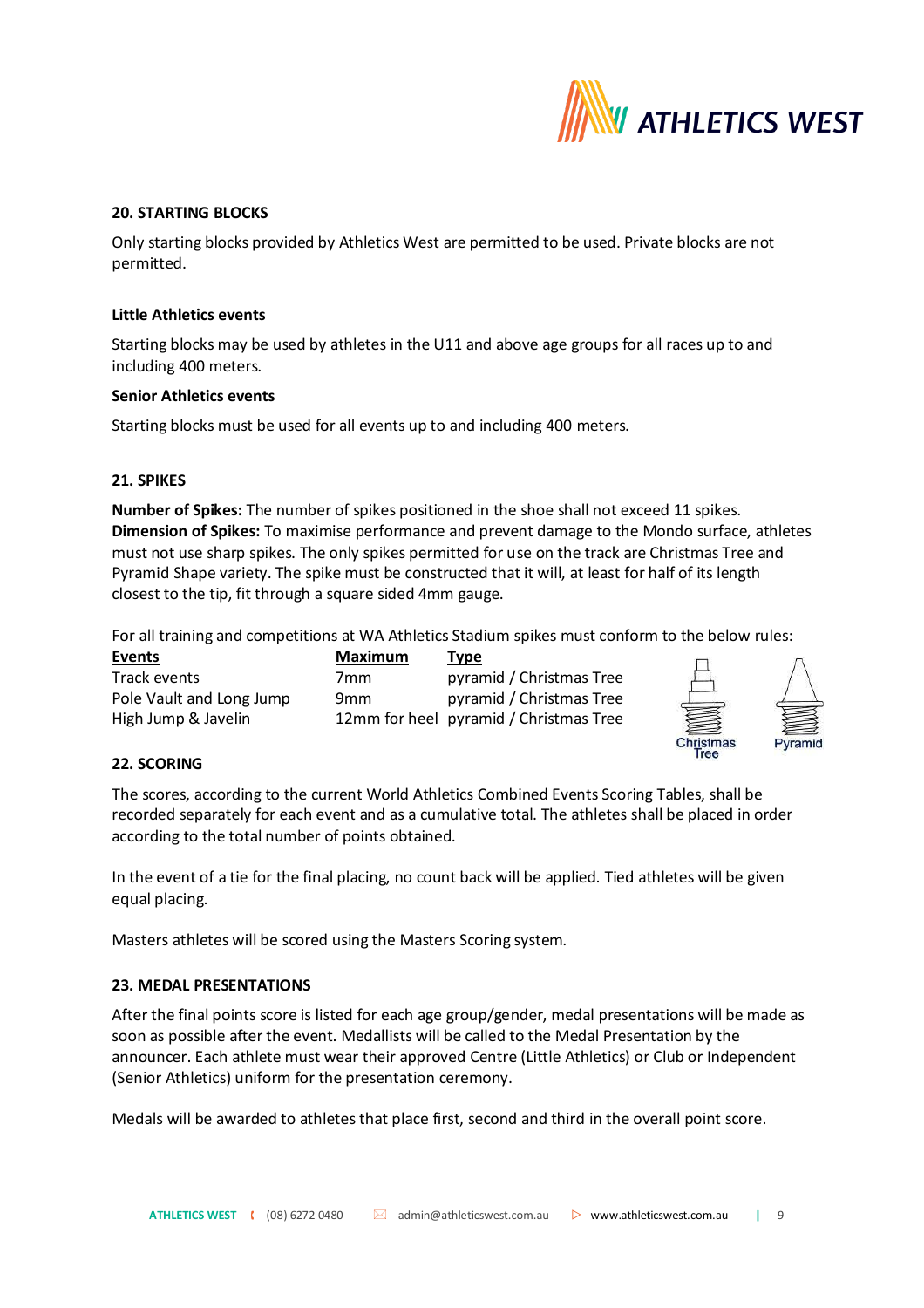## 20. STARTING BLOCKS

Only starting blocks provided by Athletics West are permitted to be used. Private blocks are not permitted.

### Little Athletics events

Starting blocks may be used by athletes in the U11 and above age groups for all races up to and including 400 meters.

### Senior Athletics events

Starting blocks must be used for all events up to and including 400 meters.

## 21. SPIKES

**Number of Spikes:** The number of spikes positioned in the shoe shall not exceed 11 spikes.
**Dimension of Spikes:** To maximise performance and prevent damage to the Mondo surface, athletes must not use sharp spikes. The only spikes permitted for use on the track are Christmas Tree and Pyramid Shape variety. The spike must be constructed that it will, at least for half of its length closest to the tip, fit through a square sided 4mm gauge.

For all training and competitions at WA Athletics Stadium spikes must conform to the below rules:

| Events | Maximum | Type |
|---|---|---|
| Track events | 7mm | pyramid / Christmas Tree |
| Pole Vault and Long Jump | 9mm | pyramid / Christmas Tree |
| High Jump & Javelin | 12mm for heel | pyramid / Christmas Tree |

Christmas Tree    Pyramid

## 22. SCORING

The scores, according to the current World Athletics Combined Events Scoring Tables, shall be recorded separately for each event and as a cumulative total. The athletes shall be placed in order according to the total number of points obtained.

In the event of a tie for the final placing, no count back will be applied. Tied athletes will be given equal placing.

Masters athletes will be scored using the Masters Scoring system.

## 23. MEDAL PRESENTATIONS

After the final points score is listed for each age group/gender, medal presentations will be made as soon as possible after the event. Medallists will be called to the Medal Presentation by the announcer. Each athlete must wear their approved Centre (Little Athletics) or Club or Independent (Senior Athletics) uniform for the presentation ceremony.

Medals will be awarded to athletes that place first, second and third in the overall point score.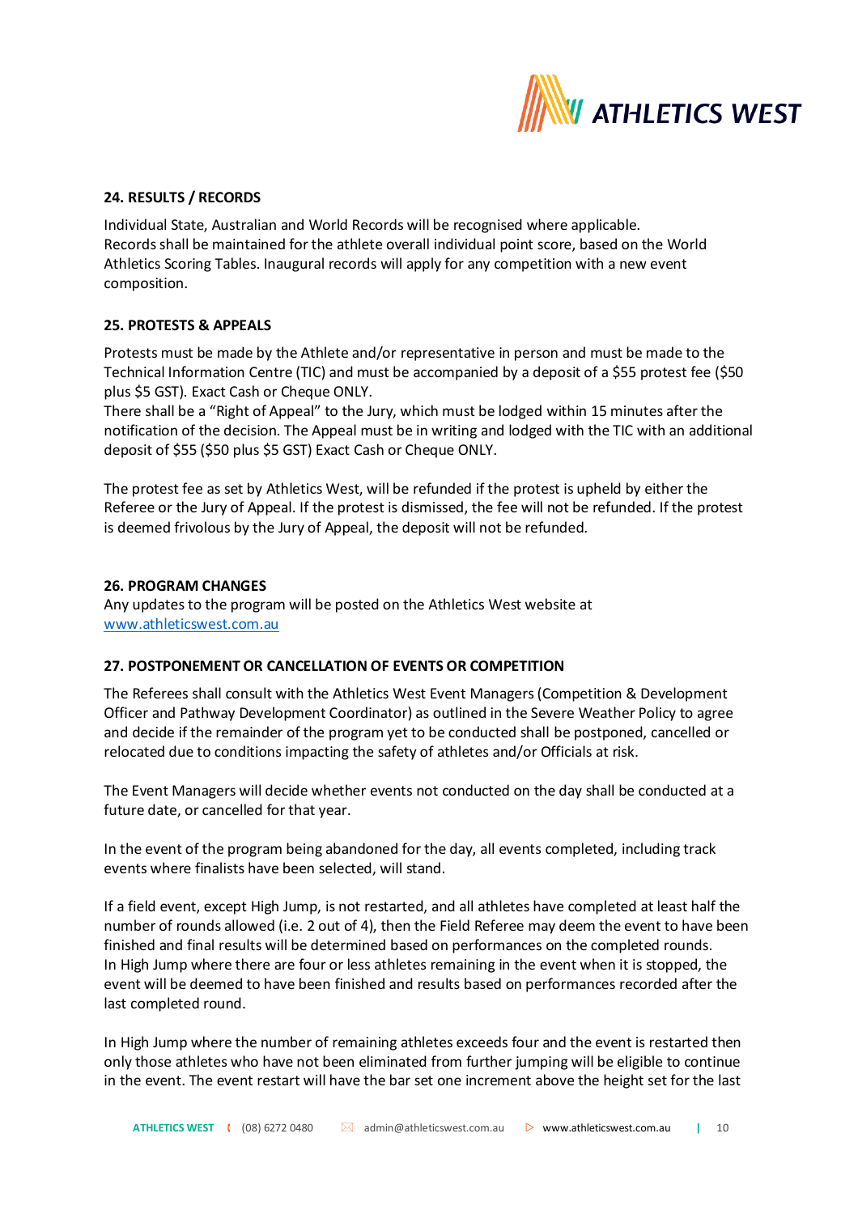## 24. RESULTS / RECORDS

Individual State, Australian and World Records will be recognised where applicable.
Records shall be maintained for the athlete overall individual point score, based on the World Athletics Scoring Tables. Inaugural records will apply for any competition with a new event composition.

## 25. PROTESTS & APPEALS

Protests must be made by the Athlete and/or representative in person and must be made to the Technical Information Centre (TIC) and must be accompanied by a deposit of a $55 protest fee ($50 plus $5 GST). Exact Cash or Cheque ONLY.
There shall be a "Right of Appeal" to the Jury, which must be lodged within 15 minutes after the notification of the decision. The Appeal must be in writing and lodged with the TIC with an additional deposit of $55 ($50 plus $5 GST) Exact Cash or Cheque ONLY.

The protest fee as set by Athletics West, will be refunded if the protest is upheld by either the Referee or the Jury of Appeal. If the protest is dismissed, the fee will not be refunded. If the protest is deemed frivolous by the Jury of Appeal, the deposit will not be refunded.

## 26. PROGRAM CHANGES

Any updates to the program will be posted on the Athletics West website at [www.athleticswest.com.au](http://www.athleticswest.com.au)

## 27. POSTPONEMENT OR CANCELLATION OF EVENTS OR COMPETITION

The Referees shall consult with the Athletics West Event Managers (Competition & Development Officer and Pathway Development Coordinator) as outlined in the Severe Weather Policy to agree and decide if the remainder of the program yet to be conducted shall be postponed, cancelled or relocated due to conditions impacting the safety of athletes and/or Officials at risk.

The Event Managers will decide whether events not conducted on the day shall be conducted at a future date, or cancelled for that year.

In the event of the program being abandoned for the day, all events completed, including track events where finalists have been selected, will stand.

If a field event, except High Jump, is not restarted, and all athletes have completed at least half the number of rounds allowed (i.e. 2 out of 4), then the Field Referee may deem the event to have been finished and final results will be determined based on performances on the completed rounds.
In High Jump where there are four or less athletes remaining in the event when it is stopped, the event will be deemed to have been finished and results based on performances recorded after the last completed round.

In High Jump where the number of remaining athletes exceeds four and the event is restarted then only those athletes who have not been eliminated from further jumping will be eligible to continue in the event. The event restart will have the bar set one increment above the height set for the last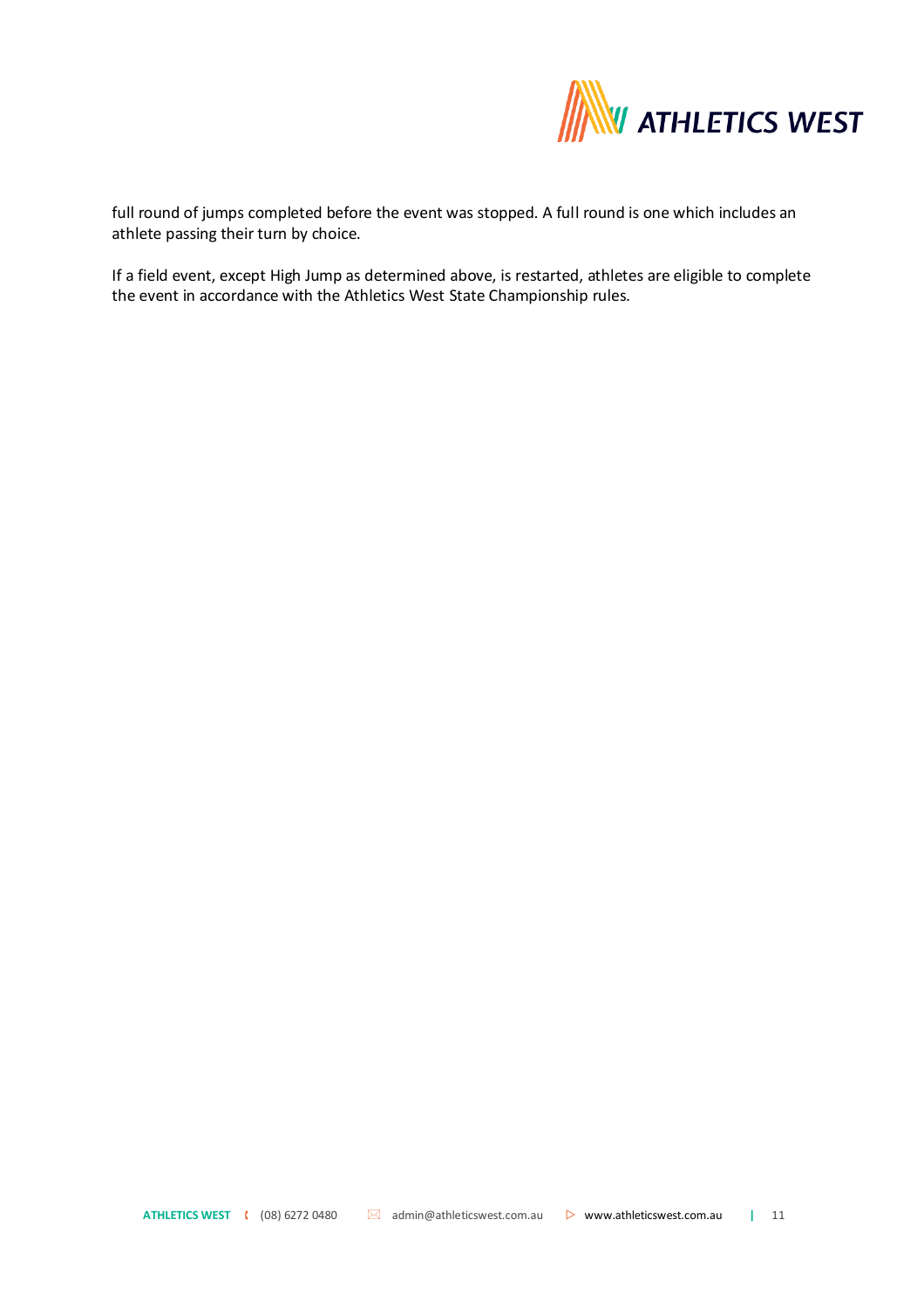full round of jumps completed before the event was stopped. A full round is one which includes an athlete passing their turn by choice.

If a field event, except High Jump as determined above, is restarted, athletes are eligible to complete the event in accordance with the Athletics West State Championship rules.